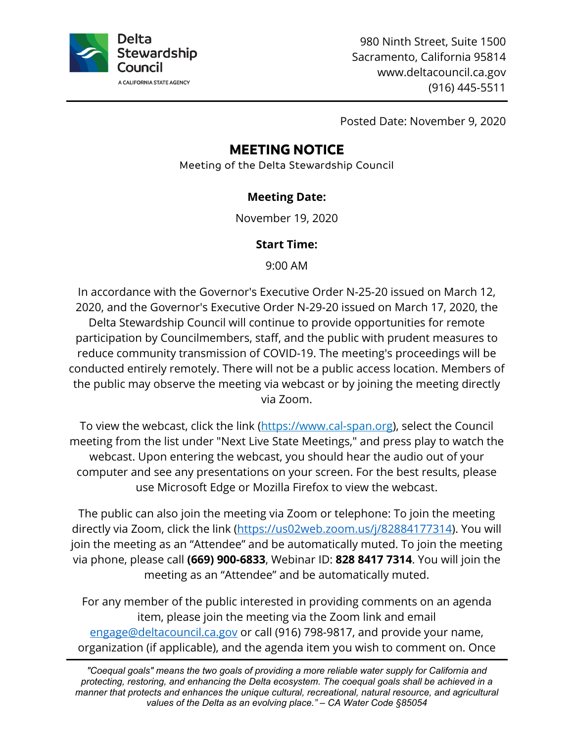Delta Stewardship Council

A CALIFORNIA STATE AGENCY

980 Ninth Street, Suite 1500
Sacramento, California 95814
www.deltacouncil.ca.gov
(916) 445-5511

Posted Date: November 9, 2020

# MEETING NOTICE

Meeting of the Delta Stewardship Council

**Meeting Date:**

November 19, 2020

**Start Time:**

9:00 AM

In accordance with the Governor's Executive Order N-25-20 issued on March 12, 2020, and the Governor's Executive Order N-29-20 issued on March 17, 2020, the Delta Stewardship Council will continue to provide opportunities for remote participation by Councilmembers, staff, and the public with prudent measures to reduce community transmission of COVID-19. The meeting's proceedings will be conducted entirely remotely. There will not be a public access location. Members of the public may observe the meeting via webcast or by joining the meeting directly via Zoom.

To view the webcast, click the link (https://www.cal-span.org), select the Council meeting from the list under "Next Live State Meetings," and press play to watch the webcast. Upon entering the webcast, you should hear the audio out of your computer and see any presentations on your screen. For the best results, please use Microsoft Edge or Mozilla Firefox to view the webcast.

The public can also join the meeting via Zoom or telephone: To join the meeting directly via Zoom, click the link (https://us02web.zoom.us/j/82884177314). You will join the meeting as an "Attendee" and be automatically muted. To join the meeting via phone, please call **(669) 900-6833**, Webinar ID: **828 8417 7314**. You will join the meeting as an "Attendee" and be automatically muted.

For any member of the public interested in providing comments on an agenda item, please join the meeting via the Zoom link and email engage@deltacouncil.ca.gov or call (916) 798-9817, and provide your name, organization (if applicable), and the agenda item you wish to comment on. Once

*"Coequal goals" means the two goals of providing a more reliable water supply for California and protecting, restoring, and enhancing the Delta ecosystem. The coequal goals shall be achieved in a manner that protects and enhances the unique cultural, recreational, natural resource, and agricultural values of the Delta as an evolving place." – CA Water Code §85054*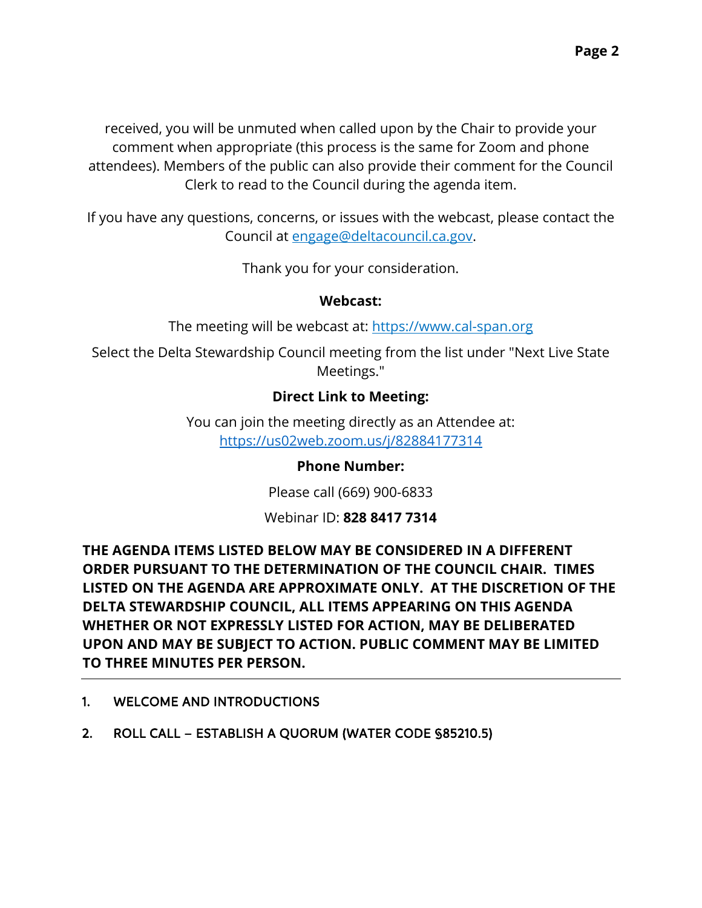received, you will be unmuted when called upon by the Chair to provide your comment when appropriate (this process is the same for Zoom and phone attendees). Members of the public can also provide their comment for the Council Clerk to read to the Council during the agenda item.

If you have any questions, concerns, or issues with the webcast, please contact the Council at engage@deltacouncil.ca.gov.

Thank you for your consideration.

**Webcast:**

The meeting will be webcast at: https://www.cal-span.org

Select the Delta Stewardship Council meeting from the list under "Next Live State Meetings."

**Direct Link to Meeting:**

You can join the meeting directly as an Attendee at: https://us02web.zoom.us/j/82884177314

**Phone Number:**

Please call (669) 900-6833

Webinar ID: **828 8417 7314**

**THE AGENDA ITEMS LISTED BELOW MAY BE CONSIDERED IN A DIFFERENT ORDER PURSUANT TO THE DETERMINATION OF THE COUNCIL CHAIR. TIMES LISTED ON THE AGENDA ARE APPROXIMATE ONLY. AT THE DISCRETION OF THE DELTA STEWARDSHIP COUNCIL, ALL ITEMS APPEARING ON THIS AGENDA WHETHER OR NOT EXPRESSLY LISTED FOR ACTION, MAY BE DELIBERATED UPON AND MAY BE SUBJECT TO ACTION. PUBLIC COMMENT MAY BE LIMITED TO THREE MINUTES PER PERSON.**

---

1. WELCOME AND INTRODUCTIONS

2. ROLL CALL – ESTABLISH A QUORUM (WATER CODE §85210.5)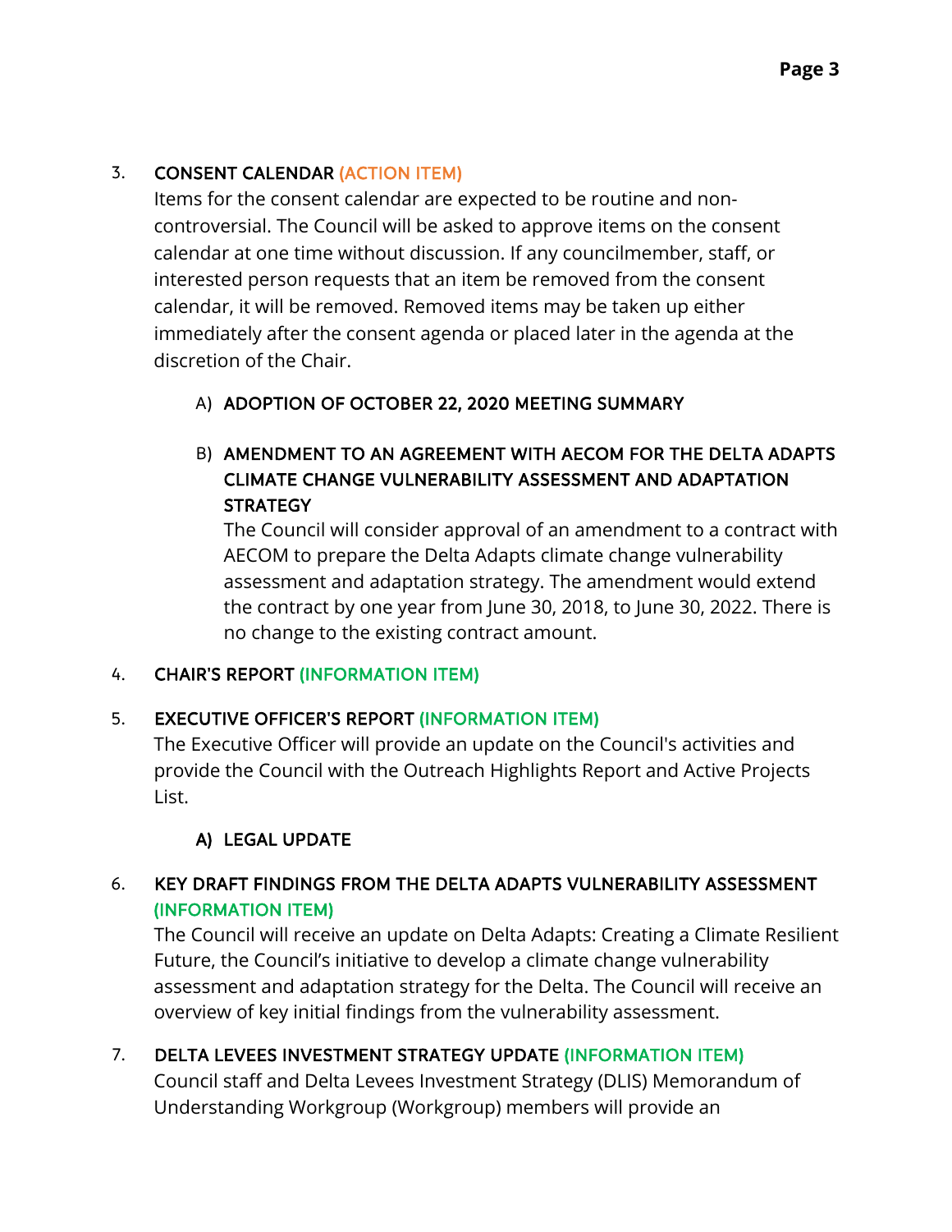3. **CONSENT CALENDAR (ACTION ITEM)**

   Items for the consent calendar are expected to be routine and non-controversial. The Council will be asked to approve items on the consent calendar at one time without discussion. If any councilmember, staff, or interested person requests that an item be removed from the consent calendar, it will be removed. Removed items may be taken up either immediately after the consent agenda or placed later in the agenda at the discretion of the Chair.

   A) **ADOPTION OF OCTOBER 22, 2020 MEETING SUMMARY**

   B) **AMENDMENT TO AN AGREEMENT WITH AECOM FOR THE DELTA ADAPTS CLIMATE CHANGE VULNERABILITY ASSESSMENT AND ADAPTATION STRATEGY**

      The Council will consider approval of an amendment to a contract with AECOM to prepare the Delta Adapts climate change vulnerability assessment and adaptation strategy. The amendment would extend the contract by one year from June 30, 2018, to June 30, 2022. There is no change to the existing contract amount.

4. **CHAIR'S REPORT (INFORMATION ITEM)**

5. **EXECUTIVE OFFICER'S REPORT (INFORMATION ITEM)**

   The Executive Officer will provide an update on the Council's activities and provide the Council with the Outreach Highlights Report and Active Projects List.

   A) **LEGAL UPDATE**

6. **KEY DRAFT FINDINGS FROM THE DELTA ADAPTS VULNERABILITY ASSESSMENT (INFORMATION ITEM)**

   The Council will receive an update on Delta Adapts: Creating a Climate Resilient Future, the Council's initiative to develop a climate change vulnerability assessment and adaptation strategy for the Delta. The Council will receive an overview of key initial findings from the vulnerability assessment.

7. **DELTA LEVEES INVESTMENT STRATEGY UPDATE (INFORMATION ITEM)**

   Council staff and Delta Levees Investment Strategy (DLIS) Memorandum of Understanding Workgroup (Workgroup) members will provide an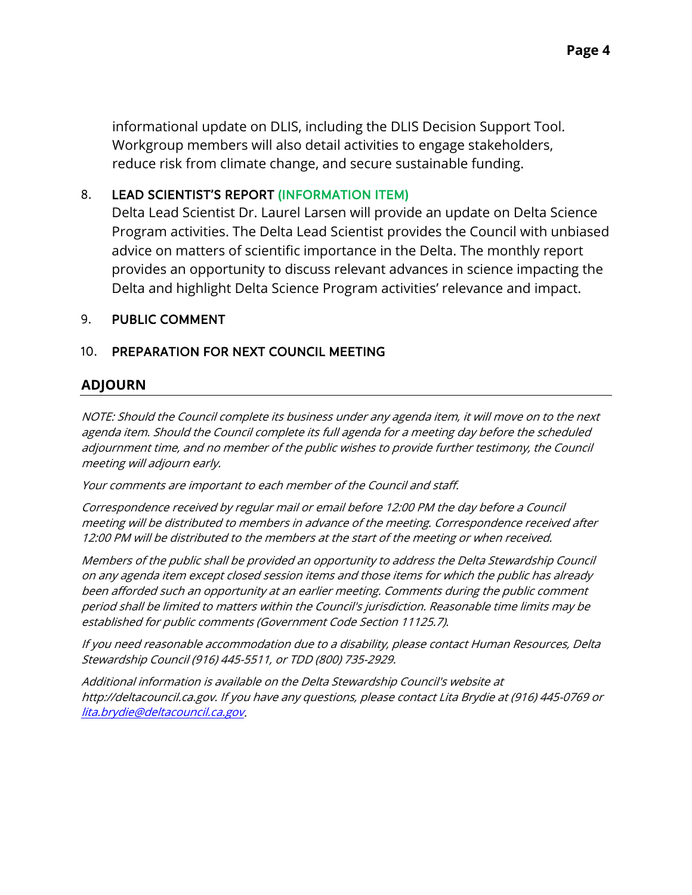informational update on DLIS, including the DLIS Decision Support Tool. Workgroup members will also detail activities to engage stakeholders, reduce risk from climate change, and secure sustainable funding.

8. **LEAD SCIENTIST'S REPORT (INFORMATION ITEM)**
   Delta Lead Scientist Dr. Laurel Larsen will provide an update on Delta Science Program activities. The Delta Lead Scientist provides the Council with unbiased advice on matters of scientific importance in the Delta. The monthly report provides an opportunity to discuss relevant advances in science impacting the Delta and highlight Delta Science Program activities' relevance and impact.

9. **PUBLIC COMMENT**

10. **PREPARATION FOR NEXT COUNCIL MEETING**

## ADJOURN

*NOTE: Should the Council complete its business under any agenda item, it will move on to the next agenda item. Should the Council complete its full agenda for a meeting day before the scheduled adjournment time, and no member of the public wishes to provide further testimony, the Council meeting will adjourn early.*

*Your comments are important to each member of the Council and staff.*

*Correspondence received by regular mail or email before 12:00 PM the day before a Council meeting will be distributed to members in advance of the meeting. Correspondence received after 12:00 PM will be distributed to the members at the start of the meeting or when received.*

*Members of the public shall be provided an opportunity to address the Delta Stewardship Council on any agenda item except closed session items and those items for which the public has already been afforded such an opportunity at an earlier meeting. Comments during the public comment period shall be limited to matters within the Council's jurisdiction. Reasonable time limits may be established for public comments (Government Code Section 11125.7).*

*If you need reasonable accommodation due to a disability, please contact Human Resources, Delta Stewardship Council (916) 445-5511, or TDD (800) 735-2929.*

*Additional information is available on the Delta Stewardship Council's website at http://deltacouncil.ca.gov. If you have any questions, please contact Lita Brydie at (916) 445-0769 or [lita.brydie@deltacouncil.ca.gov](mailto:lita.brydie@deltacouncil.ca.gov).*